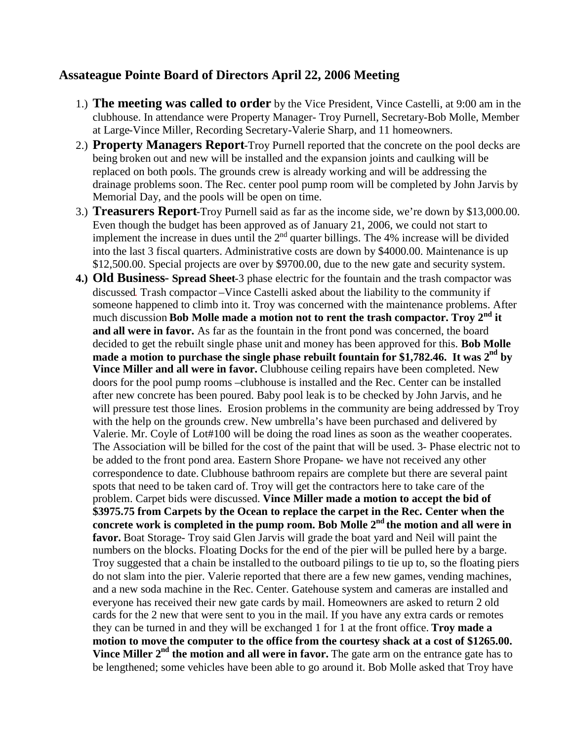## Assateague Pointe Board of Directors April 22, 2006 Meeting

1.) **The meeting was called to order** by the Vice President, Vince Castelli, at 9:00 am in the clubhouse. In attendance were Property Manager- Troy Purnell, Secretary-Bob Molle, Member at Large-Vince Miller, Recording Secretary-Valerie Sharp, and 11 homeowners.

2.) **Property Managers Report**-Troy Purnell reported that the concrete on the pool decks are being broken out and new will be installed and the expansion joints and caulking will be replaced on both pools. The grounds crew is already working and will be addressing the drainage problems soon. The Rec. center pool pump room will be completed by John Jarvis by Memorial Day, and the pools will be open on time.

3.) **Treasurers Report**-Troy Purnell said as far as the income side, we're down by $13,000.00. Even though the budget has been approved as of January 21, 2006, we could not start to implement the increase in dues until the 2nd quarter billings. The 4% increase will be divided into the last 3 fiscal quarters. Administrative costs are down by $4000.00. Maintenance is up $12,500.00. Special projects are over by $9700.00, due to the new gate and security system.

4.) **Old Business- Spread Sheet**-3 phase electric for the fountain and the trash compactor was discussed. Trash compactor –Vince Castelli asked about the liability to the community if someone happened to climb into it. Troy was concerned with the maintenance problems. After much discussion **Bob Molle made a motion not to rent the trash compactor. Troy 2nd it and all were in favor.** As far as the fountain in the front pond was concerned, the board decided to get the rebuilt single phase unit and money has been approved for this. **Bob Molle made a motion to purchase the single phase rebuilt fountain for $1,782.46. It was 2nd by Vince Miller and all were in favor.** Clubhouse ceiling repairs have been completed. New doors for the pool pump rooms –clubhouse is installed and the Rec. Center can be installed after new concrete has been poured. Baby pool leak is to be checked by John Jarvis, and he will pressure test those lines. Erosion problems in the community are being addressed by Troy with the help on the grounds crew. New umbrella's have been purchased and delivered by Valerie. Mr. Coyle of Lot#100 will be doing the road lines as soon as the weather cooperates. The Association will be billed for the cost of the paint that will be used. 3- Phase electric not to be added to the front pond area. Eastern Shore Propane- we have not received any other correspondence to date. Clubhouse bathroom repairs are complete but there are several paint spots that need to be taken card of. Troy will get the contractors here to take care of the problem. Carpet bids were discussed. **Vince Miller made a motion to accept the bid of $3975.75 from Carpets by the Ocean to replace the carpet in the Rec. Center when the concrete work is completed in the pump room. Bob Molle 2nd the motion and all were in favor.** Boat Storage- Troy said Glen Jarvis will grade the boat yard and Neil will paint the numbers on the blocks. Floating Docks for the end of the pier will be pulled here by a barge. Troy suggested that a chain be installed to the outboard pilings to tie up to, so the floating piers do not slam into the pier. Valerie reported that there are a few new games, vending machines, and a new soda machine in the Rec. Center. Gatehouse system and cameras are installed and everyone has received their new gate cards by mail. Homeowners are asked to return 2 old cards for the 2 new that were sent to you in the mail. If you have any extra cards or remotes they can be turned in and they will be exchanged 1 for 1 at the front office. **Troy made a motion to move the computer to the office from the courtesy shack at a cost of $1265.00. Vince Miller 2nd the motion and all were in favor.** The gate arm on the entrance gate has to be lengthened; some vehicles have been able to go around it. Bob Molle asked that Troy have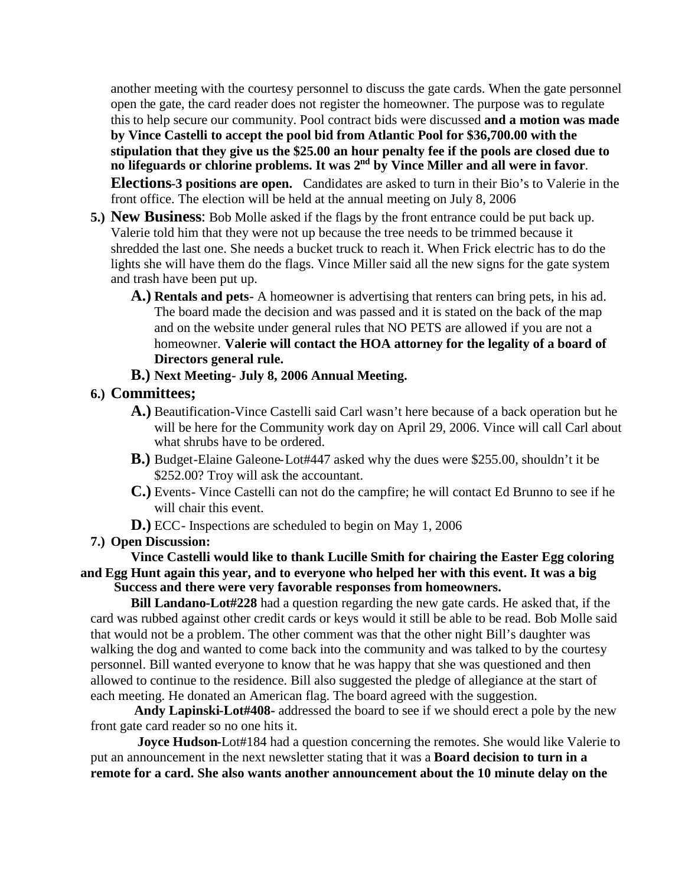another meeting with the courtesy personnel to discuss the gate cards. When the gate personnel open the gate, the card reader does not register the homeowner. The purpose was to regulate this to help secure our community. Pool contract bids were discussed **and a motion was made by Vince Castelli to accept the pool bid from Atlantic Pool for $36,700.00 with the stipulation that they give us the $25.00 an hour penalty fee if the pools are closed due to no lifeguards or chlorine problems. It was 2nd by Vince Miller and all were in favor**.

**Elections-3 positions are open.** Candidates are asked to turn in their Bio's to Valerie in the front office. The election will be held at the annual meeting on July 8, 2006

5.) **New Business**: Bob Molle asked if the flags by the front entrance could be put back up. Valerie told him that they were not up because the tree needs to be trimmed because it shredded the last one. She needs a bucket truck to reach it. When Frick electric has to do the lights she will have them do the flags. Vince Miller said all the new signs for the gate system and trash have been put up.

- **A.) Rentals and pets-** A homeowner is advertising that renters can bring pets, in his ad. The board made the decision and was passed and it is stated on the back of the map and on the website under general rules that NO PETS are allowed if you are not a homeowner. **Valerie will contact the HOA attorney for the legality of a board of Directors general rule.**
- **B.) Next Meeting- July 8, 2006 Annual Meeting.**

6.) **Committees;**

- **A.)** Beautification-Vince Castelli said Carl wasn't here because of a back operation but he will be here for the Community work day on April 29, 2006. Vince will call Carl about what shrubs have to be ordered.
- **B.)** Budget-Elaine Galeone-Lot#447 asked why the dues were $255.00, shouldn't it be $252.00? Troy will ask the accountant.
- **C.)** Events- Vince Castelli can not do the campfire; he will contact Ed Brunno to see if he will chair this event.
- **D.)** ECC- Inspections are scheduled to begin on May 1, 2006

7.) **Open Discussion:**

**Vince Castelli would like to thank Lucille Smith for chairing the Easter Egg coloring and Egg Hunt again this year, and to everyone who helped her with this event. It was a big Success and there were very favorable responses from homeowners.**

**Bill Landano-Lot#228** had a question regarding the new gate cards. He asked that, if the card was rubbed against other credit cards or keys would it still be able to be read. Bob Molle said that would not be a problem. The other comment was that the other night Bill's daughter was walking the dog and wanted to come back into the community and was talked to by the courtesy personnel. Bill wanted everyone to know that he was happy that she was questioned and then allowed to continue to the residence. Bill also suggested the pledge of allegiance at the start of each meeting. He donated an American flag. The board agreed with the suggestion.

**Andy Lapinski-Lot#408-** addressed the board to see if we should erect a pole by the new front gate card reader so no one hits it.

**Joyce Hudson-**Lot#184 had a question concerning the remotes. She would like Valerie to put an announcement in the next newsletter stating that it was a **Board decision to turn in a remote for a card. She also wants another announcement about the 10 minute delay on the**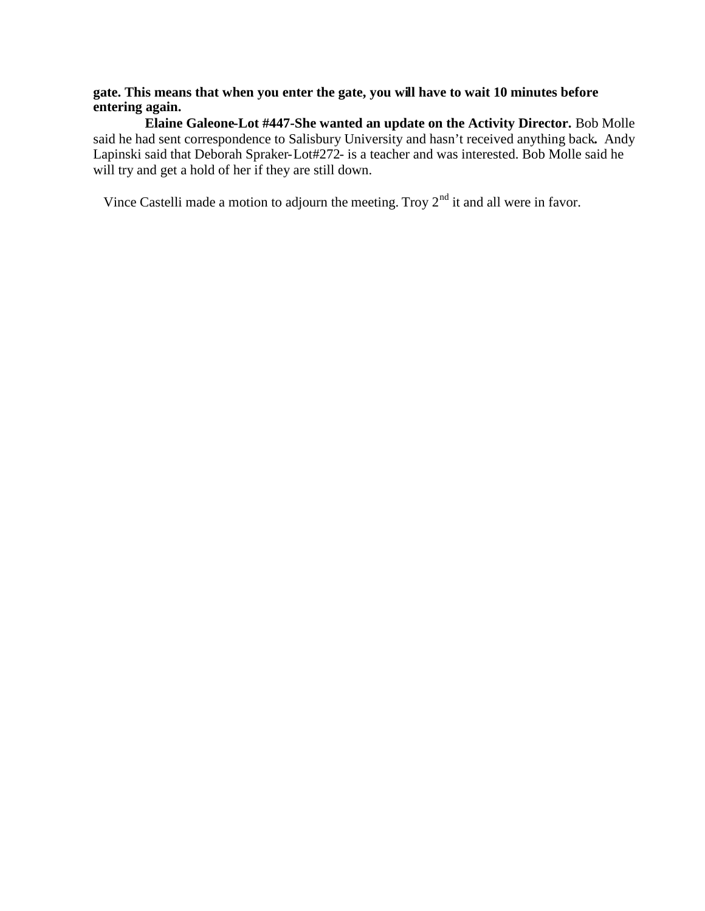**gate. This means that when you enter the gate, you will have to wait 10 minutes before entering again.**

**Elaine Galeone-Lot #447-She wanted an update on the Activity Director.** Bob Molle said he had sent correspondence to Salisbury University and hasn't received anything back**.** Andy Lapinski said that Deborah Spraker-Lot#272- is a teacher and was interested. Bob Molle said he will try and get a hold of her if they are still down.

Vince Castelli made a motion to adjourn the meeting. Troy 2nd it and all were in favor.